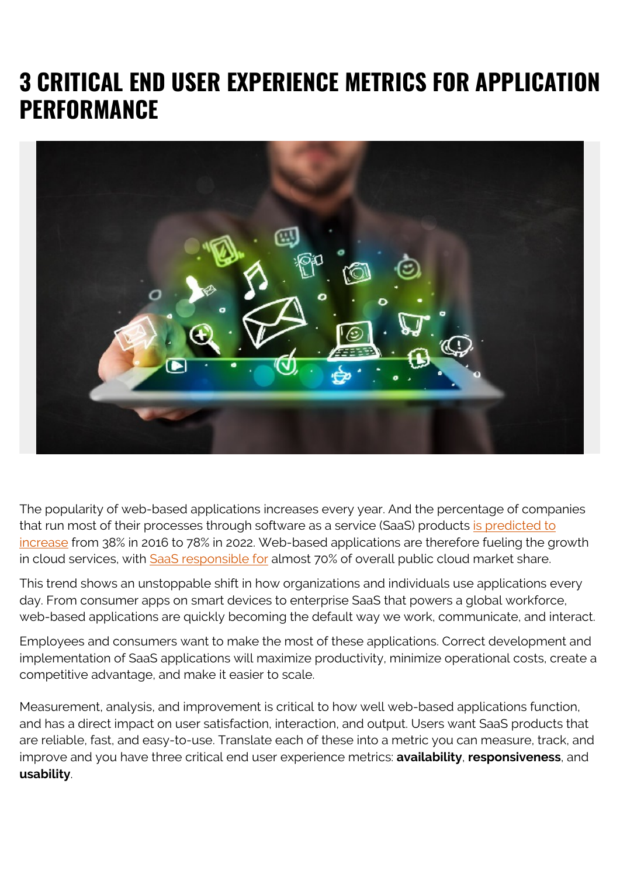# 3 CRITICAL END USER EXPERIENCE METRICS FOR APPLICATION PERFORMANCE

The popularity of web-based applications increases every year. And the percentage of companies that run most of their processes through software as a service (SaaS) products is predicted to increase from 38% in 2016 to 78% in 2022. Web-based applications are therefore fueling the growth in cloud services, with SaaS responsible for almost 70% of overall public cloud market share.

This trend shows an unstoppable shift in how organizations and individuals use applications every day. From consumer apps on smart devices to enterprise SaaS that powers a global workforce, web-based applications are quickly becoming the default way we work, communicate, and interact.

Employees and consumers want to make the most of these applications. Correct development and implementation of SaaS applications will maximize productivity, minimize operational costs, create a competitive advantage, and make it easier to scale.

Measurement, analysis, and improvement is critical to how well web-based applications function, and has a direct impact on user satisfaction, interaction, and output. Users want SaaS products that are reliable, fast, and easy-to-use. Translate each of these into a metric you can measure, track, and improve and you have three critical end user experience metrics: **availability**, **responsiveness**, and **usability**.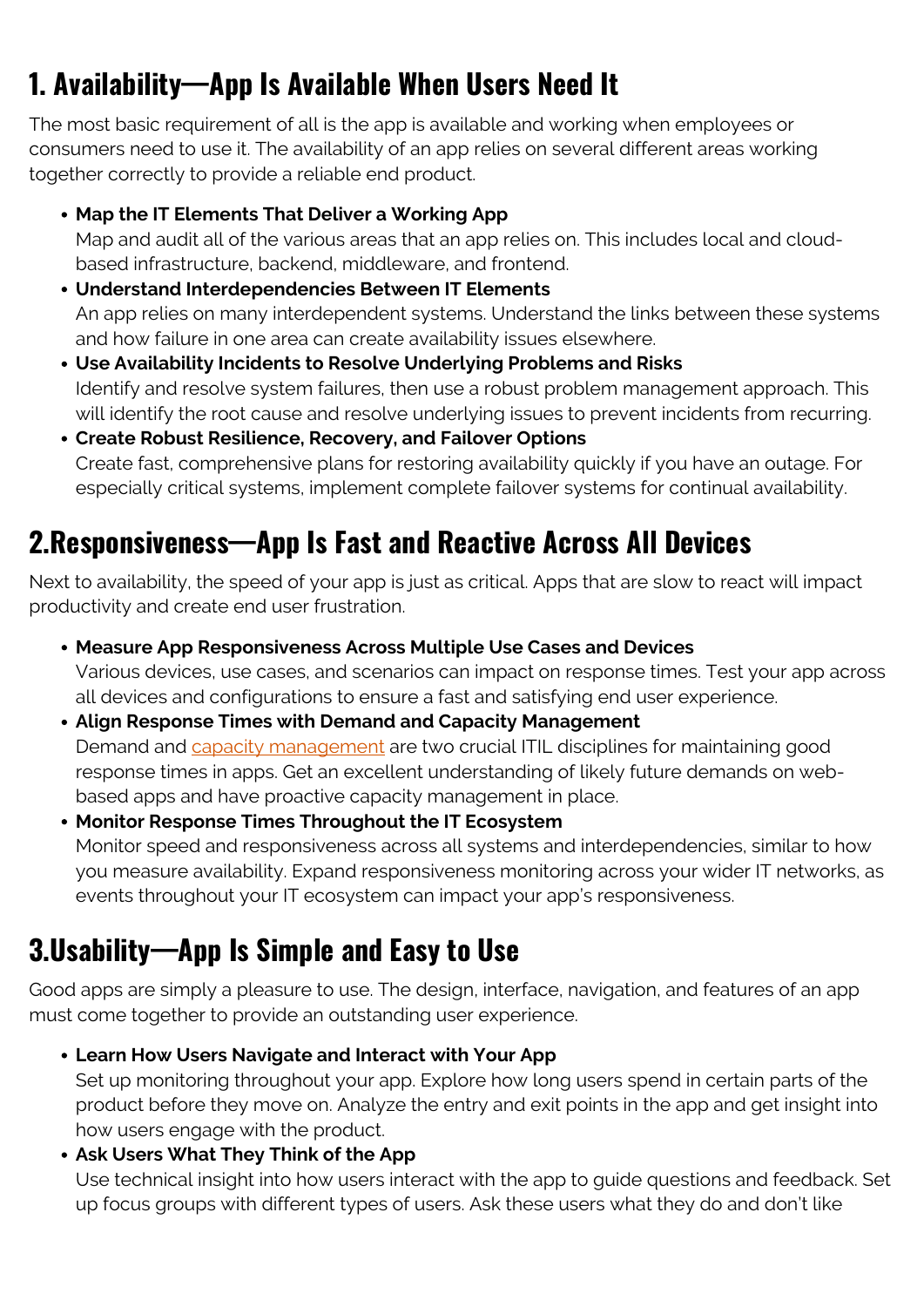## 1. Availability—App Is Available When Users Need It

The most basic requirement of all is the app is available and working when employees or consumers need to use it. The availability of an app relies on several different areas working together correctly to provide a reliable end product.

- **Map the IT Elements That Deliver a Working App**
  Map and audit all of the various areas that an app relies on. This includes local and cloud-based infrastructure, backend, middleware, and frontend.
- **Understand Interdependencies Between IT Elements**
  An app relies on many interdependent systems. Understand the links between these systems and how failure in one area can create availability issues elsewhere.
- **Use Availability Incidents to Resolve Underlying Problems and Risks**
  Identify and resolve system failures, then use a robust problem management approach. This will identify the root cause and resolve underlying issues to prevent incidents from recurring.
- **Create Robust Resilience, Recovery, and Failover Options**
  Create fast, comprehensive plans for restoring availability quickly if you have an outage. For especially critical systems, implement complete failover systems for continual availability.

## 2.Responsiveness—App Is Fast and Reactive Across All Devices

Next to availability, the speed of your app is just as critical. Apps that are slow to react will impact productivity and create end user frustration.

- **Measure App Responsiveness Across Multiple Use Cases and Devices**
  Various devices, use cases, and scenarios can impact on response times. Test your app across all devices and configurations to ensure a fast and satisfying end user experience.
- **Align Response Times with Demand and Capacity Management**
  Demand and capacity management are two crucial ITIL disciplines for maintaining good response times in apps. Get an excellent understanding of likely future demands on web-based apps and have proactive capacity management in place.
- **Monitor Response Times Throughout the IT Ecosystem**
  Monitor speed and responsiveness across all systems and interdependencies, similar to how you measure availability. Expand responsiveness monitoring across your wider IT networks, as events throughout your IT ecosystem can impact your app's responsiveness.

## 3.Usability—App Is Simple and Easy to Use

Good apps are simply a pleasure to use. The design, interface, navigation, and features of an app must come together to provide an outstanding user experience.

- **Learn How Users Navigate and Interact with Your App**
  Set up monitoring throughout your app. Explore how long users spend in certain parts of the product before they move on. Analyze the entry and exit points in the app and get insight into how users engage with the product.
- **Ask Users What They Think of the App**
  Use technical insight into how users interact with the app to guide questions and feedback. Set up focus groups with different types of users. Ask these users what they do and don't like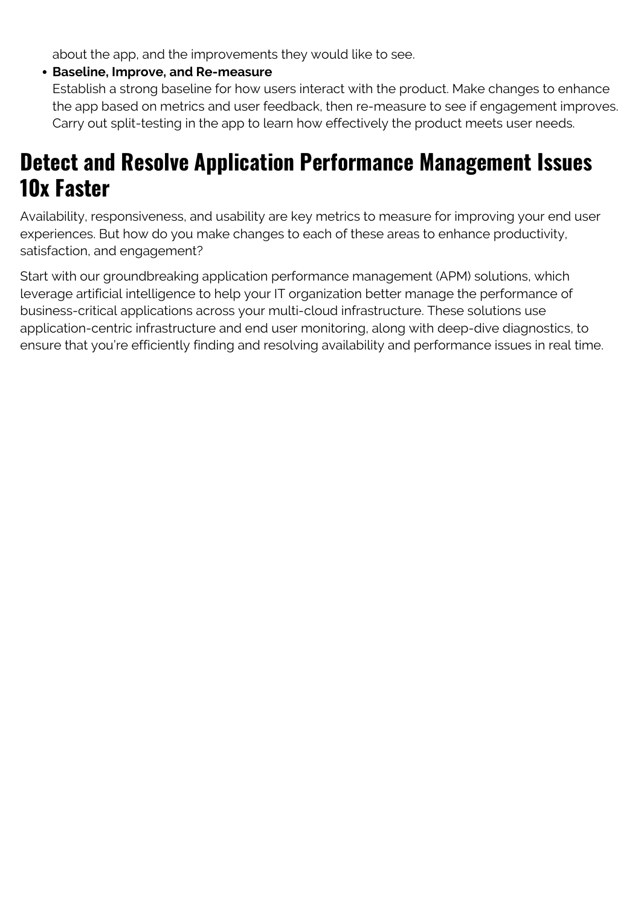about the app, and the improvements they would like to see.

- **Baseline, Improve, and Re-measure**
  Establish a strong baseline for how users interact with the product. Make changes to enhance the app based on metrics and user feedback, then re-measure to see if engagement improves. Carry out split-testing in the app to learn how effectively the product meets user needs.

## Detect and Resolve Application Performance Management Issues 10x Faster

Availability, responsiveness, and usability are key metrics to measure for improving your end user experiences. But how do you make changes to each of these areas to enhance productivity, satisfaction, and engagement?

Start with our groundbreaking application performance management (APM) solutions, which leverage artificial intelligence to help your IT organization better manage the performance of business-critical applications across your multi-cloud infrastructure. These solutions use application-centric infrastructure and end user monitoring, along with deep-dive diagnostics, to ensure that you're efficiently finding and resolving availability and performance issues in real time.